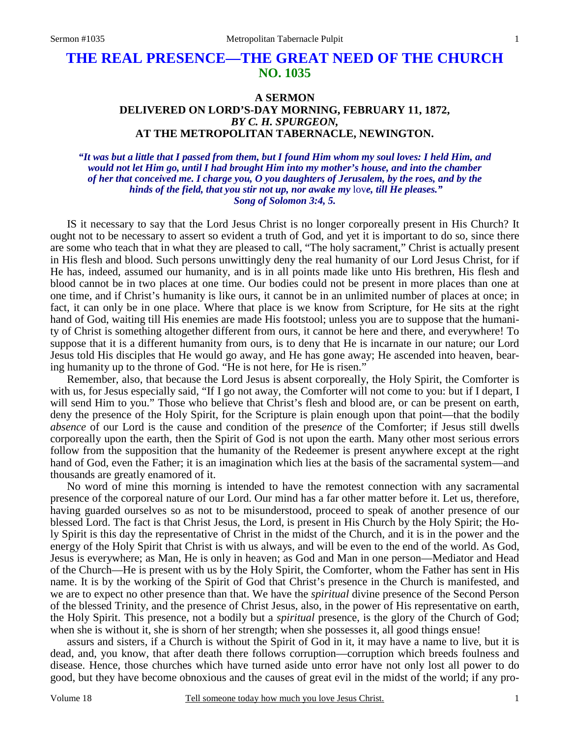# THE REAL PRESENCE—THE GREAT NEED OF THE CHURCH
## NO. 1035

### A SERMON
### DELIVERED ON LORD'S-DAY MORNING, FEBRUARY 11, 1872,
### *BY C. H. SPURGEON,*
### AT THE METROPOLITAN TABERNACLE, NEWINGTON.

*"It was but a little that I passed from them, but I found Him whom my soul loves: I held Him, and would not let Him go, until I had brought Him into my mother's house, and into the chamber of her that conceived me. I charge you, O you daughters of Jerusalem, by the roes, and by the hinds of the field, that you stir not up, nor awake my* love*, till He pleases." Song of Solomon 3:4, 5.*

IS it necessary to say that the Lord Jesus Christ is no longer corporeally present in His Church? It ought not to be necessary to assert so evident a truth of God, and yet it is important to do so, since there are some who teach that in what they are pleased to call, "The holy sacrament," Christ is actually present in His flesh and blood. Such persons unwittingly deny the real humanity of our Lord Jesus Christ, for if He has, indeed, assumed our humanity, and is in all points made like unto His brethren, His flesh and blood cannot be in two places at one time. Our bodies could not be present in more places than one at one time, and if Christ's humanity is like ours, it cannot be in an unlimited number of places at once; in fact, it can only be in one place. Where that place is we know from Scripture, for He sits at the right hand of God, waiting till His enemies are made His footstool; unless you are to suppose that the humanity of Christ is something altogether different from ours, it cannot be here and there, and everywhere! To suppose that it is a different humanity from ours, is to deny that He is incarnate in our nature; our Lord Jesus told His disciples that He would go away, and He has gone away; He ascended into heaven, bearing humanity up to the throne of God. "He is not here, for He is risen."

Remember, also, that because the Lord Jesus is absent corporeally, the Holy Spirit, the Comforter is with us, for Jesus especially said, "If I go not away, the Comforter will not come to you: but if I depart, I will send Him to you." Those who believe that Christ's flesh and blood are, or can be present on earth, deny the presence of the Holy Spirit, for the Scripture is plain enough upon that point—that the bodily *absence* of our Lord is the cause and condition of the pres*ence* of the Comforter; if Jesus still dwells corporeally upon the earth, then the Spirit of God is not upon the earth. Many other most serious errors follow from the supposition that the humanity of the Redeemer is present anywhere except at the right hand of God, even the Father; it is an imagination which lies at the basis of the sacramental system—and thousands are greatly enamored of it.

No word of mine this morning is intended to have the remotest connection with any sacramental presence of the corporeal nature of our Lord. Our mind has a far other matter before it. Let us, therefore, having guarded ourselves so as not to be misunderstood, proceed to speak of another presence of our blessed Lord. The fact is that Christ Jesus, the Lord, is present in His Church by the Holy Spirit; the Holy Spirit is this day the representative of Christ in the midst of the Church, and it is in the power and the energy of the Holy Spirit that Christ is with us always, and will be even to the end of the world. As God, Jesus is everywhere; as Man, He is only in heaven; as God and Man in one person—Mediator and Head of the Church—He is present with us by the Holy Spirit, the Comforter, whom the Father has sent in His name. It is by the working of the Spirit of God that Christ's presence in the Church is manifested, and we are to expect no other presence than that. We have the *spiritual* divine presence of the Second Person of the blessed Trinity, and the presence of Christ Jesus, also, in the power of His representative on earth, the Holy Spirit. This presence, not a bodily but a *spiritual* presence, is the glory of the Church of God; when she is without it, she is shorn of her strength; when she possesses it, all good things ensue!

assurs and sisters, if a Church is without the Spirit of God in it, it may have a name to live, but it is dead, and, you know, that after death there follows corruption—corruption which breeds foulness and disease. Hence, those churches which have turned aside unto error have not only lost all power to do good, but they have become obnoxious and the causes of great evil in the midst of the world; if any pro-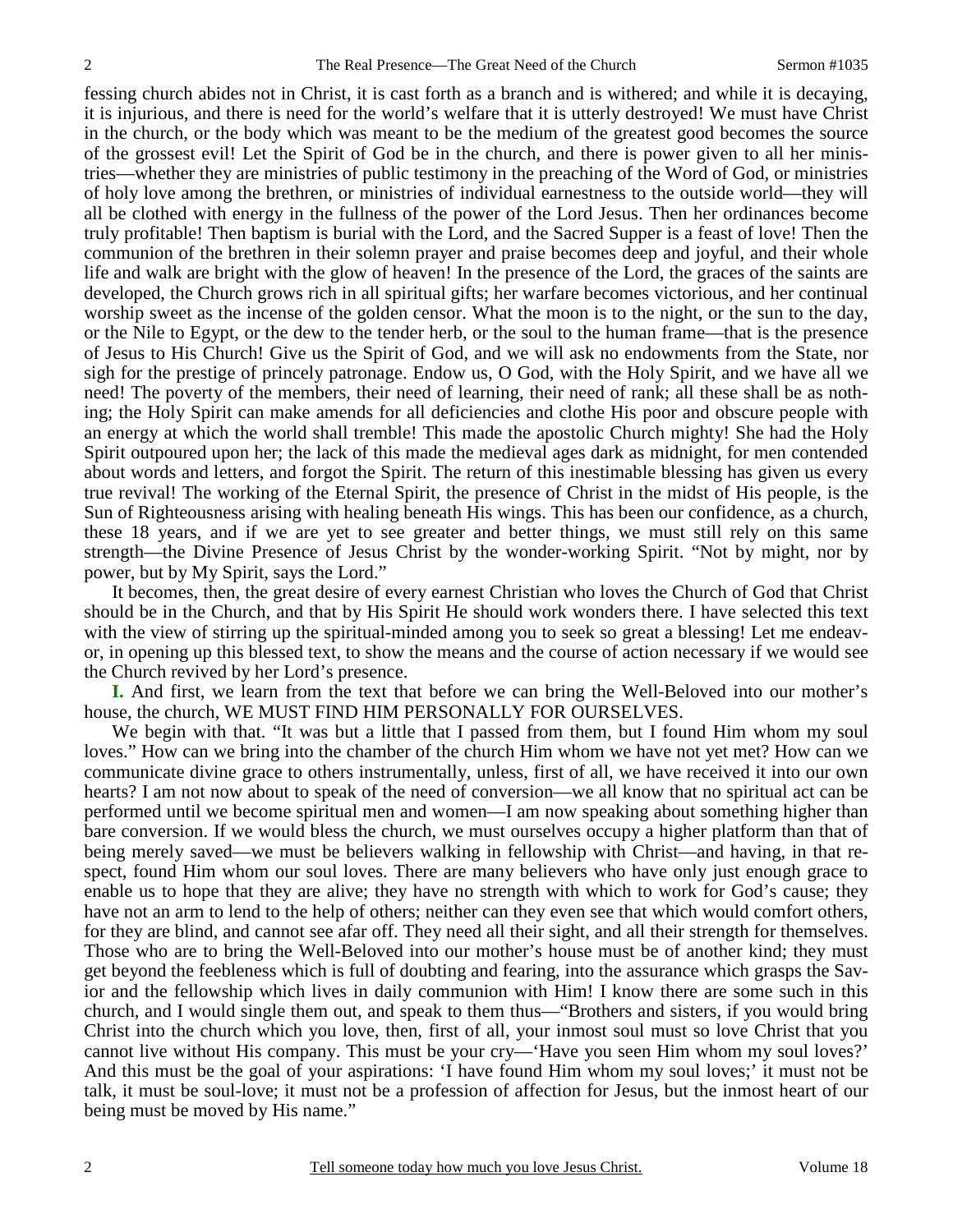fessing church abides not in Christ, it is cast forth as a branch and is withered; and while it is decaying, it is injurious, and there is need for the world's welfare that it is utterly destroyed! We must have Christ in the church, or the body which was meant to be the medium of the greatest good becomes the source of the grossest evil! Let the Spirit of God be in the church, and there is power given to all her ministries—whether they are ministries of public testimony in the preaching of the Word of God, or ministries of holy love among the brethren, or ministries of individual earnestness to the outside world—they will all be clothed with energy in the fullness of the power of the Lord Jesus. Then her ordinances become truly profitable! Then baptism is burial with the Lord, and the Sacred Supper is a feast of love! Then the communion of the brethren in their solemn prayer and praise becomes deep and joyful, and their whole life and walk are bright with the glow of heaven! In the presence of the Lord, the graces of the saints are developed, the Church grows rich in all spiritual gifts; her warfare becomes victorious, and her continual worship sweet as the incense of the golden censor. What the moon is to the night, or the sun to the day, or the Nile to Egypt, or the dew to the tender herb, or the soul to the human frame—that is the presence of Jesus to His Church! Give us the Spirit of God, and we will ask no endowments from the State, nor sigh for the prestige of princely patronage. Endow us, O God, with the Holy Spirit, and we have all we need! The poverty of the members, their need of learning, their need of rank; all these shall be as nothing; the Holy Spirit can make amends for all deficiencies and clothe His poor and obscure people with an energy at which the world shall tremble! This made the apostolic Church mighty! She had the Holy Spirit outpoured upon her; the lack of this made the medieval ages dark as midnight, for men contended about words and letters, and forgot the Spirit. The return of this inestimable blessing has given us every true revival! The working of the Eternal Spirit, the presence of Christ in the midst of His people, is the Sun of Righteousness arising with healing beneath His wings. This has been our confidence, as a church, these 18 years, and if we are yet to see greater and better things, we must still rely on this same strength—the Divine Presence of Jesus Christ by the wonder-working Spirit. "Not by might, nor by power, but by My Spirit, says the Lord."

It becomes, then, the great desire of every earnest Christian who loves the Church of God that Christ should be in the Church, and that by His Spirit He should work wonders there. I have selected this text with the view of stirring up the spiritual-minded among you to seek so great a blessing! Let me endeavor, in opening up this blessed text, to show the means and the course of action necessary if we would see the Church revived by her Lord's presence.

**I.** And first, we learn from the text that before we can bring the Well-Beloved into our mother's house, the church, WE MUST FIND HIM PERSONALLY FOR OURSELVES.

We begin with that. "It was but a little that I passed from them, but I found Him whom my soul loves." How can we bring into the chamber of the church Him whom we have not yet met? How can we communicate divine grace to others instrumentally, unless, first of all, we have received it into our own hearts? I am not now about to speak of the need of conversion—we all know that no spiritual act can be performed until we become spiritual men and women—I am now speaking about something higher than bare conversion. If we would bless the church, we must ourselves occupy a higher platform than that of being merely saved—we must be believers walking in fellowship with Christ—and having, in that respect, found Him whom our soul loves. There are many believers who have only just enough grace to enable us to hope that they are alive; they have no strength with which to work for God's cause; they have not an arm to lend to the help of others; neither can they even see that which would comfort others, for they are blind, and cannot see afar off. They need all their sight, and all their strength for themselves. Those who are to bring the Well-Beloved into our mother's house must be of another kind; they must get beyond the feebleness which is full of doubting and fearing, into the assurance which grasps the Savior and the fellowship which lives in daily communion with Him! I know there are some such in this church, and I would single them out, and speak to them thus—"Brothers and sisters, if you would bring Christ into the church which you love, then, first of all, your inmost soul must so love Christ that you cannot live without His company. This must be your cry—'Have you seen Him whom my soul loves?' And this must be the goal of your aspirations: 'I have found Him whom my soul loves;' it must not be talk, it must be soul-love; it must not be a profession of affection for Jesus, but the inmost heart of our being must be moved by His name."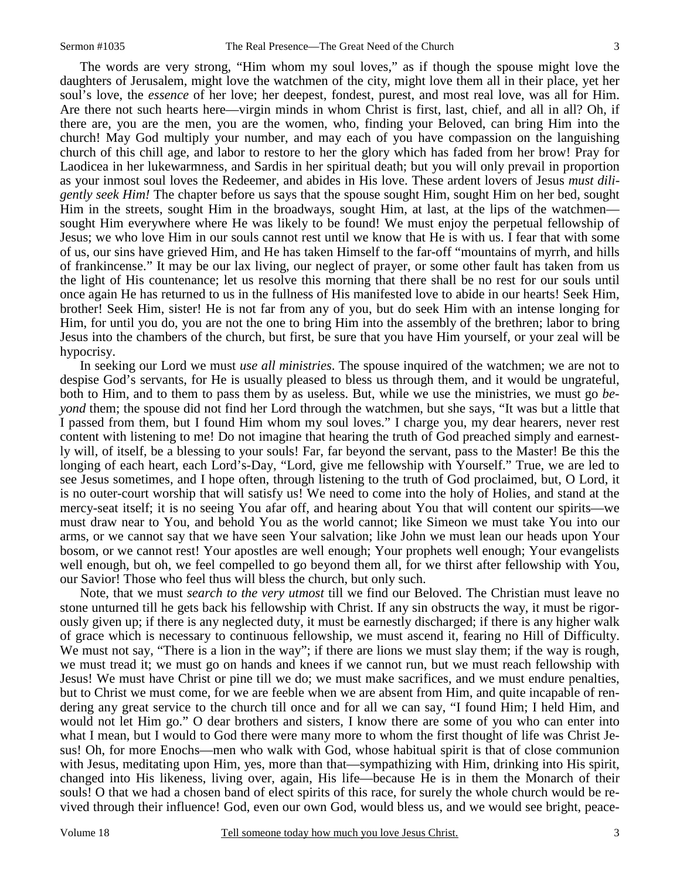The words are very strong, "Him whom my soul loves," as if though the spouse might love the daughters of Jerusalem, might love the watchmen of the city, might love them all in their place, yet her soul's love, the *essence* of her love; her deepest, fondest, purest, and most real love, was all for Him. Are there not such hearts here—virgin minds in whom Christ is first, last, chief, and all in all? Oh, if there are, you are the men, you are the women, who, finding your Beloved, can bring Him into the church! May God multiply your number, and may each of you have compassion on the languishing church of this chill age, and labor to restore to her the glory which has faded from her brow! Pray for Laodicea in her lukewarmness, and Sardis in her spiritual death; but you will only prevail in proportion as your inmost soul loves the Redeemer, and abides in His love. These ardent lovers of Jesus *must diligently seek Him!* The chapter before us says that the spouse sought Him, sought Him on her bed, sought Him in the streets, sought Him in the broadways, sought Him, at last, at the lips of the watchmen—sought Him everywhere where He was likely to be found! We must enjoy the perpetual fellowship of Jesus; we who love Him in our souls cannot rest until we know that He is with us. I fear that with some of us, our sins have grieved Him, and He has taken Himself to the far-off "mountains of myrrh, and hills of frankincense." It may be our lax living, our neglect of prayer, or some other fault has taken from us the light of His countenance; let us resolve this morning that there shall be no rest for our souls until once again He has returned to us in the fullness of His manifested love to abide in our hearts! Seek Him, brother! Seek Him, sister! He is not far from any of you, but do seek Him with an intense longing for Him, for until you do, you are not the one to bring Him into the assembly of the brethren; labor to bring Jesus into the chambers of the church, but first, be sure that you have Him yourself, or your zeal will be hypocrisy.

In seeking our Lord we must *use all ministries*. The spouse inquired of the watchmen; we are not to despise God's servants, for He is usually pleased to bless us through them, and it would be ungrateful, both to Him, and to them to pass them by as useless. But, while we use the ministries, we must go *beyond* them; the spouse did not find her Lord through the watchmen, but she says, "It was but a little that I passed from them, but I found Him whom my soul loves." I charge you, my dear hearers, never rest content with listening to me! Do not imagine that hearing the truth of God preached simply and earnestly will, of itself, be a blessing to your souls! Far, far beyond the servant, pass to the Master! Be this the longing of each heart, each Lord's-Day, "Lord, give me fellowship with Yourself." True, we are led to see Jesus sometimes, and I hope often, through listening to the truth of God proclaimed, but, O Lord, it is no outer-court worship that will satisfy us! We need to come into the holy of Holies, and stand at the mercy-seat itself; it is no seeing You afar off, and hearing about You that will content our spirits—we must draw near to You, and behold You as the world cannot; like Simeon we must take You into our arms, or we cannot say that we have seen Your salvation; like John we must lean our heads upon Your bosom, or we cannot rest! Your apostles are well enough; Your prophets well enough; Your evangelists well enough, but oh, we feel compelled to go beyond them all, for we thirst after fellowship with You, our Savior! Those who feel thus will bless the church, but only such.

Note, that we must *search to the very utmost* till we find our Beloved. The Christian must leave no stone unturned till he gets back his fellowship with Christ. If any sin obstructs the way, it must be rigorously given up; if there is any neglected duty, it must be earnestly discharged; if there is any higher walk of grace which is necessary to continuous fellowship, we must ascend it, fearing no Hill of Difficulty. We must not say, "There is a lion in the way"; if there are lions we must slay them; if the way is rough, we must tread it; we must go on hands and knees if we cannot run, but we must reach fellowship with Jesus! We must have Christ or pine till we do; we must make sacrifices, and we must endure penalties, but to Christ we must come, for we are feeble when we are absent from Him, and quite incapable of rendering any great service to the church till once and for all we can say, "I found Him; I held Him, and would not let Him go." O dear brothers and sisters, I know there are some of you who can enter into what I mean, but I would to God there were many more to whom the first thought of life was Christ Jesus! Oh, for more Enochs—men who walk with God, whose habitual spirit is that of close communion with Jesus, meditating upon Him, yes, more than that—sympathizing with Him, drinking into His spirit, changed into His likeness, living over, again, His life—because He is in them the Monarch of their souls! O that we had a chosen band of elect spirits of this race, for surely the whole church would be revived through their influence! God, even our own God, would bless us, and we would see bright, peace-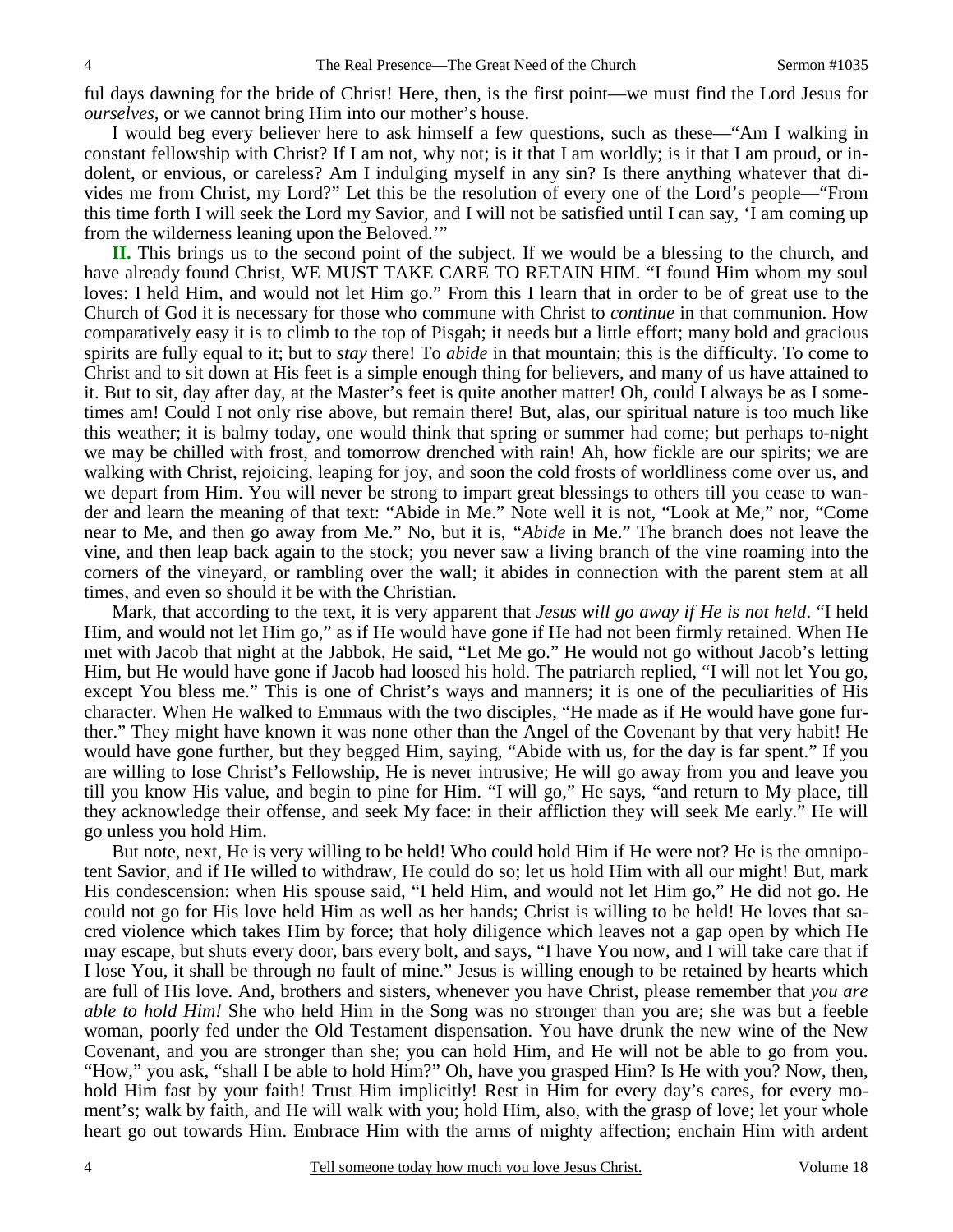ful days dawning for the bride of Christ! Here, then, is the first point—we must find the Lord Jesus for *ourselves*, or we cannot bring Him into our mother's house.

I would beg every believer here to ask himself a few questions, such as these—"Am I walking in constant fellowship with Christ? If I am not, why not; is it that I am worldly; is it that I am proud, or indolent, or envious, or careless? Am I indulging myself in any sin? Is there anything whatever that divides me from Christ, my Lord?" Let this be the resolution of every one of the Lord's people—"From this time forth I will seek the Lord my Savior, and I will not be satisfied until I can say, 'I am coming up from the wilderness leaning upon the Beloved.'"

**II.** This brings us to the second point of the subject. If we would be a blessing to the church, and have already found Christ, WE MUST TAKE CARE TO RETAIN HIM. "I found Him whom my soul loves: I held Him, and would not let Him go." From this I learn that in order to be of great use to the Church of God it is necessary for those who commune with Christ to *continue* in that communion. How comparatively easy it is to climb to the top of Pisgah; it needs but a little effort; many bold and gracious spirits are fully equal to it; but to *stay* there! To *abide* in that mountain; this is the difficulty. To come to Christ and to sit down at His feet is a simple enough thing for believers, and many of us have attained to it. But to sit, day after day, at the Master's feet is quite another matter! Oh, could I always be as I sometimes am! Could I not only rise above, but remain there! But, alas, our spiritual nature is too much like this weather; it is balmy today, one would think that spring or summer had come; but perhaps to-night we may be chilled with frost, and tomorrow drenched with rain! Ah, how fickle are our spirits; we are walking with Christ, rejoicing, leaping for joy, and soon the cold frosts of worldliness come over us, and we depart from Him. You will never be strong to impart great blessings to others till you cease to wander and learn the meaning of that text: "Abide in Me." Note well it is not, "Look at Me," nor, "Come near to Me, and then go away from Me." No, but it is, "*Abide* in Me." The branch does not leave the vine, and then leap back again to the stock; you never saw a living branch of the vine roaming into the corners of the vineyard, or rambling over the wall; it abides in connection with the parent stem at all times, and even so should it be with the Christian.

Mark, that according to the text, it is very apparent that *Jesus will go away if He is not held*. "I held Him, and would not let Him go," as if He would have gone if He had not been firmly retained. When He met with Jacob that night at the Jabbok, He said, "Let Me go." He would not go without Jacob's letting Him, but He would have gone if Jacob had loosed his hold. The patriarch replied, "I will not let You go, except You bless me." This is one of Christ's ways and manners; it is one of the peculiarities of His character. When He walked to Emmaus with the two disciples, "He made as if He would have gone further." They might have known it was none other than the Angel of the Covenant by that very habit! He would have gone further, but they begged Him, saying, "Abide with us, for the day is far spent." If you are willing to lose Christ's Fellowship, He is never intrusive; He will go away from you and leave you till you know His value, and begin to pine for Him. "I will go," He says, "and return to My place, till they acknowledge their offense, and seek My face: in their affliction they will seek Me early." He will go unless you hold Him.

But note, next, He is very willing to be held! Who could hold Him if He were not? He is the omnipotent Savior, and if He willed to withdraw, He could do so; let us hold Him with all our might! But, mark His condescension: when His spouse said, "I held Him, and would not let Him go," He did not go. He could not go for His love held Him as well as her hands; Christ is willing to be held! He loves that sacred violence which takes Him by force; that holy diligence which leaves not a gap open by which He may escape, but shuts every door, bars every bolt, and says, "I have You now, and I will take care that if I lose You, it shall be through no fault of mine." Jesus is willing enough to be retained by hearts which are full of His love. And, brothers and sisters, whenever you have Christ, please remember that *you are able to hold Him!* She who held Him in the Song was no stronger than you are; she was but a feeble woman, poorly fed under the Old Testament dispensation. You have drunk the new wine of the New Covenant, and you are stronger than she; you can hold Him, and He will not be able to go from you. "How," you ask, "shall I be able to hold Him?" Oh, have you grasped Him? Is He with you? Now, then, hold Him fast by your faith! Trust Him implicitly! Rest in Him for every day's cares, for every moment's; walk by faith, and He will walk with you; hold Him, also, with the grasp of love; let your whole heart go out towards Him. Embrace Him with the arms of mighty affection; enchain Him with ardent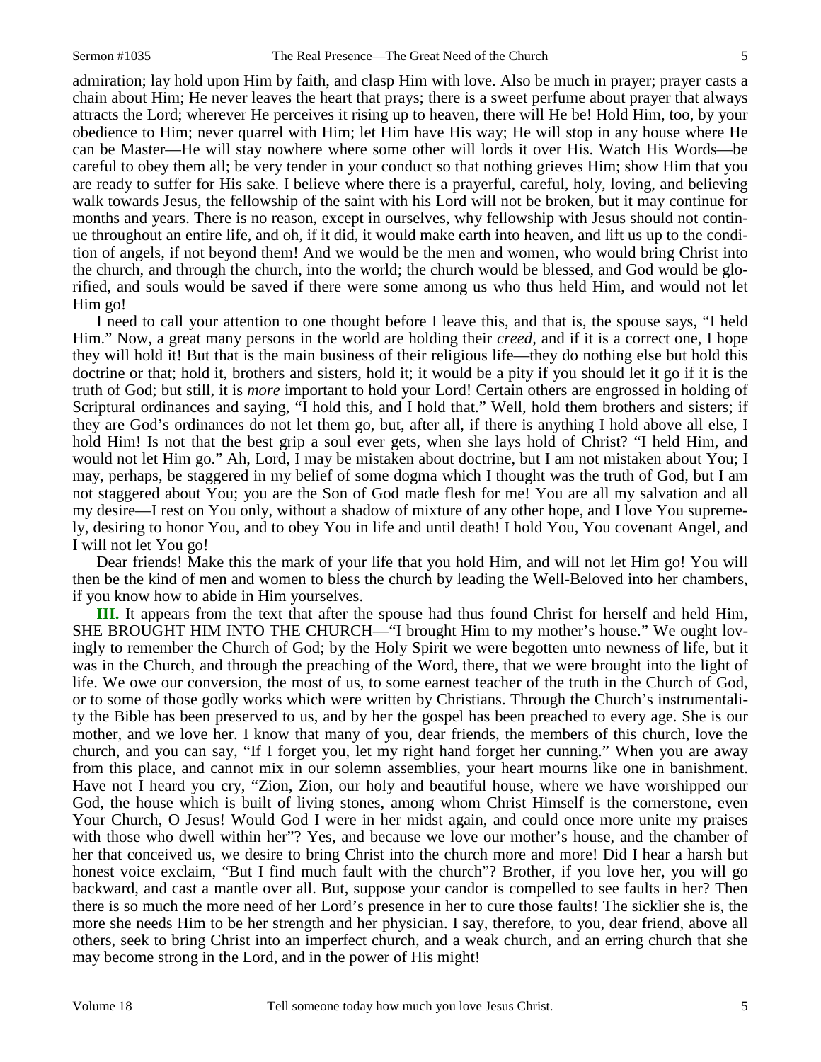admiration; lay hold upon Him by faith, and clasp Him with love. Also be much in prayer; prayer casts a chain about Him; He never leaves the heart that prays; there is a sweet perfume about prayer that always attracts the Lord; wherever He perceives it rising up to heaven, there will He be! Hold Him, too, by your obedience to Him; never quarrel with Him; let Him have His way; He will stop in any house where He can be Master—He will stay nowhere where some other will lords it over His. Watch His Words—be careful to obey them all; be very tender in your conduct so that nothing grieves Him; show Him that you are ready to suffer for His sake. I believe where there is a prayerful, careful, holy, loving, and believing walk towards Jesus, the fellowship of the saint with his Lord will not be broken, but it may continue for months and years. There is no reason, except in ourselves, why fellowship with Jesus should not continue throughout an entire life, and oh, if it did, it would make earth into heaven, and lift us up to the condition of angels, if not beyond them! And we would be the men and women, who would bring Christ into the church, and through the church, into the world; the church would be blessed, and God would be glorified, and souls would be saved if there were some among us who thus held Him, and would not let Him go!

I need to call your attention to one thought before I leave this, and that is, the spouse says, "I held Him." Now, a great many persons in the world are holding their *creed,* and if it is a correct one, I hope they will hold it! But that is the main business of their religious life—they do nothing else but hold this doctrine or that; hold it, brothers and sisters, hold it; it would be a pity if you should let it go if it is the truth of God; but still, it is *more* important to hold your Lord! Certain others are engrossed in holding of Scriptural ordinances and saying, "I hold this, and I hold that." Well, hold them brothers and sisters; if they are God's ordinances do not let them go, but, after all, if there is anything I hold above all else, I hold Him! Is not that the best grip a soul ever gets, when she lays hold of Christ? "I held Him, and would not let Him go." Ah, Lord, I may be mistaken about doctrine, but I am not mistaken about You; I may, perhaps, be staggered in my belief of some dogma which I thought was the truth of God, but I am not staggered about You; you are the Son of God made flesh for me! You are all my salvation and all my desire—I rest on You only, without a shadow of mixture of any other hope, and I love You supremely, desiring to honor You, and to obey You in life and until death! I hold You, You covenant Angel, and I will not let You go!

Dear friends! Make this the mark of your life that you hold Him, and will not let Him go! You will then be the kind of men and women to bless the church by leading the Well-Beloved into her chambers, if you know how to abide in Him yourselves.

**III.** It appears from the text that after the spouse had thus found Christ for herself and held Him, SHE BROUGHT HIM INTO THE CHURCH—"I brought Him to my mother's house." We ought lovingly to remember the Church of God; by the Holy Spirit we were begotten unto newness of life, but it was in the Church, and through the preaching of the Word, there, that we were brought into the light of life. We owe our conversion, the most of us, to some earnest teacher of the truth in the Church of God, or to some of those godly works which were written by Christians. Through the Church's instrumentality the Bible has been preserved to us, and by her the gospel has been preached to every age. She is our mother, and we love her. I know that many of you, dear friends, the members of this church, love the church, and you can say, "If I forget you, let my right hand forget her cunning." When you are away from this place, and cannot mix in our solemn assemblies, your heart mourns like one in banishment. Have not I heard you cry, "Zion, Zion, our holy and beautiful house, where we have worshipped our God, the house which is built of living stones, among whom Christ Himself is the cornerstone, even Your Church, O Jesus! Would God I were in her midst again, and could once more unite my praises with those who dwell within her"? Yes, and because we love our mother's house, and the chamber of her that conceived us, we desire to bring Christ into the church more and more! Did I hear a harsh but honest voice exclaim, "But I find much fault with the church"? Brother, if you love her, you will go backward, and cast a mantle over all. But, suppose your candor is compelled to see faults in her? Then there is so much the more need of her Lord's presence in her to cure those faults! The sicklier she is, the more she needs Him to be her strength and her physician. I say, therefore, to you, dear friend, above all others, seek to bring Christ into an imperfect church, and a weak church, and an erring church that she may become strong in the Lord, and in the power of His might!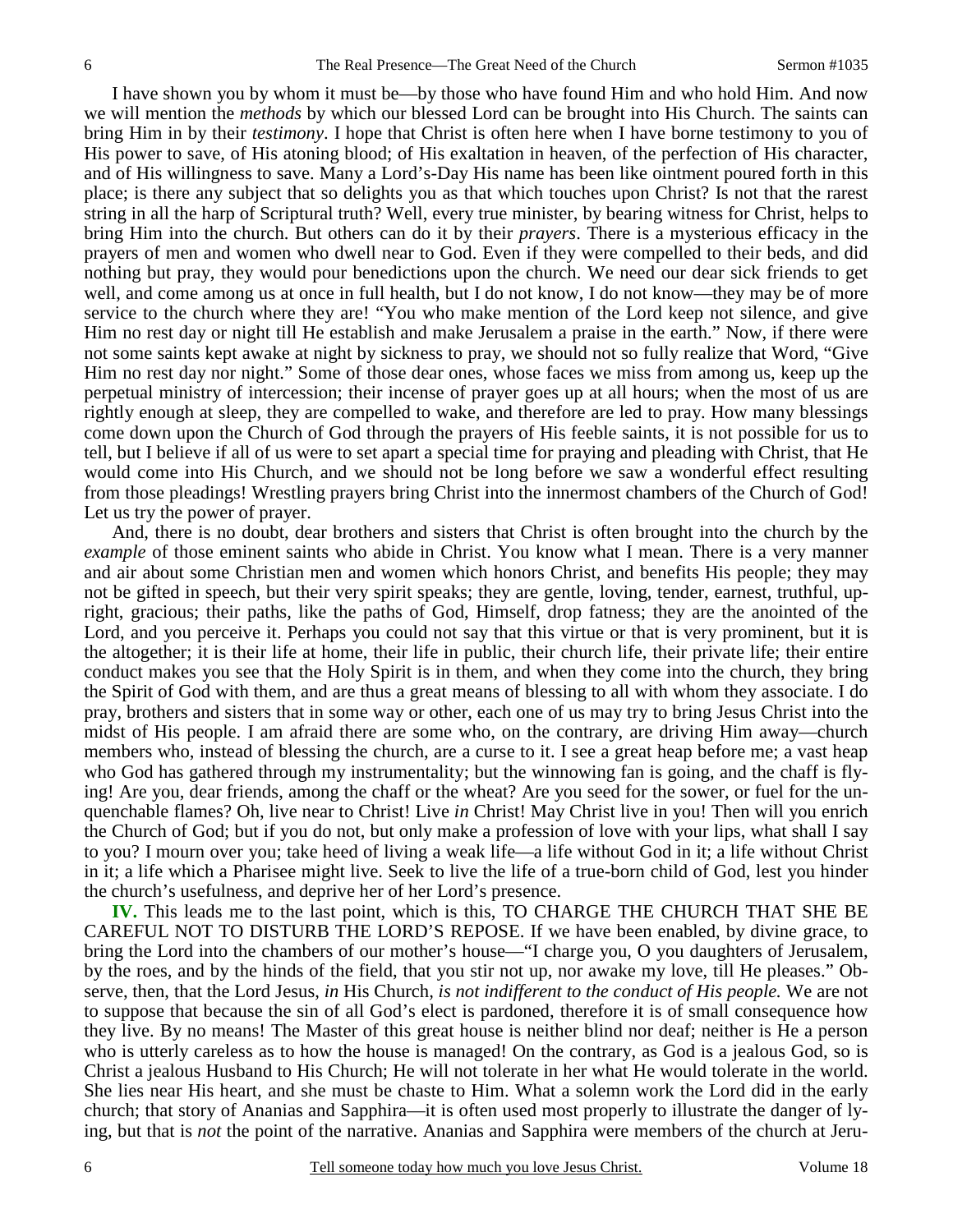I have shown you by whom it must be—by those who have found Him and who hold Him. And now we will mention the *methods* by which our blessed Lord can be brought into His Church. The saints can bring Him in by their *testimony*. I hope that Christ is often here when I have borne testimony to you of His power to save, of His atoning blood; of His exaltation in heaven, of the perfection of His character, and of His willingness to save. Many a Lord's-Day His name has been like ointment poured forth in this place; is there any subject that so delights you as that which touches upon Christ? Is not that the rarest string in all the harp of Scriptural truth? Well, every true minister, by bearing witness for Christ, helps to bring Him into the church. But others can do it by their *prayers*. There is a mysterious efficacy in the prayers of men and women who dwell near to God. Even if they were compelled to their beds, and did nothing but pray, they would pour benedictions upon the church. We need our dear sick friends to get well, and come among us at once in full health, but I do not know, I do not know—they may be of more service to the church where they are! "You who make mention of the Lord keep not silence, and give Him no rest day or night till He establish and make Jerusalem a praise in the earth." Now, if there were not some saints kept awake at night by sickness to pray, we should not so fully realize that Word, "Give Him no rest day nor night." Some of those dear ones, whose faces we miss from among us, keep up the perpetual ministry of intercession; their incense of prayer goes up at all hours; when the most of us are rightly enough at sleep, they are compelled to wake, and therefore are led to pray. How many blessings come down upon the Church of God through the prayers of His feeble saints, it is not possible for us to tell, but I believe if all of us were to set apart a special time for praying and pleading with Christ, that He would come into His Church, and we should not be long before we saw a wonderful effect resulting from those pleadings! Wrestling prayers bring Christ into the innermost chambers of the Church of God! Let us try the power of prayer.

And, there is no doubt, dear brothers and sisters that Christ is often brought into the church by the *example* of those eminent saints who abide in Christ. You know what I mean. There is a very manner and air about some Christian men and women which honors Christ, and benefits His people; they may not be gifted in speech, but their very spirit speaks; they are gentle, loving, tender, earnest, truthful, upright, gracious; their paths, like the paths of God, Himself, drop fatness; they are the anointed of the Lord, and you perceive it. Perhaps you could not say that this virtue or that is very prominent, but it is the altogether; it is their life at home, their life in public, their church life, their private life; their entire conduct makes you see that the Holy Spirit is in them, and when they come into the church, they bring the Spirit of God with them, and are thus a great means of blessing to all with whom they associate. I do pray, brothers and sisters that in some way or other, each one of us may try to bring Jesus Christ into the midst of His people. I am afraid there are some who, on the contrary, are driving Him away—church members who, instead of blessing the church, are a curse to it. I see a great heap before me; a vast heap who God has gathered through my instrumentality; but the winnowing fan is going, and the chaff is flying! Are you, dear friends, among the chaff or the wheat? Are you seed for the sower, or fuel for the unquenchable flames? Oh, live near to Christ! Live *in* Christ! May Christ live in you! Then will you enrich the Church of God; but if you do not, but only make a profession of love with your lips, what shall I say to you? I mourn over you; take heed of living a weak life—a life without God in it; a life without Christ in it; a life which a Pharisee might live. Seek to live the life of a true-born child of God, lest you hinder the church's usefulness, and deprive her of her Lord's presence.

**IV.** This leads me to the last point, which is this, TO CHARGE THE CHURCH THAT SHE BE CAREFUL NOT TO DISTURB THE LORD'S REPOSE. If we have been enabled, by divine grace, to bring the Lord into the chambers of our mother's house—"I charge you, O you daughters of Jerusalem, by the roes, and by the hinds of the field, that you stir not up, nor awake my love, till He pleases." Observe, then, that the Lord Jesus, *in* His Church, *is not indifferent to the conduct of His people.* We are not to suppose that because the sin of all God's elect is pardoned, therefore it is of small consequence how they live. By no means! The Master of this great house is neither blind nor deaf; neither is He a person who is utterly careless as to how the house is managed! On the contrary, as God is a jealous God, so is Christ a jealous Husband to His Church; He will not tolerate in her what He would tolerate in the world. She lies near His heart, and she must be chaste to Him. What a solemn work the Lord did in the early church; that story of Ananias and Sapphira—it is often used most properly to illustrate the danger of lying, but that is *not* the point of the narrative. Ananias and Sapphira were members of the church at Jeru-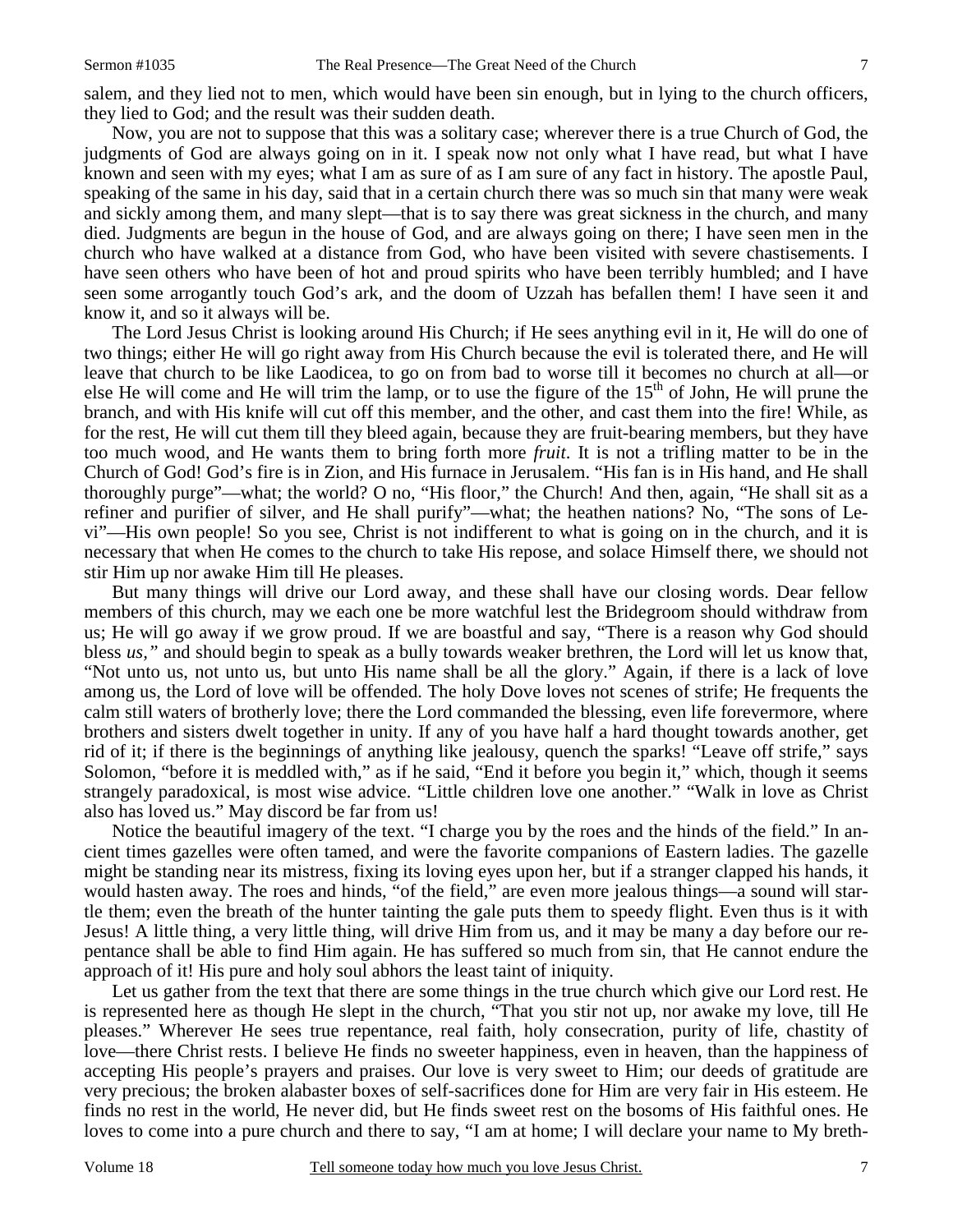salem, and they lied not to men, which would have been sin enough, but in lying to the church officers, they lied to God; and the result was their sudden death.

Now, you are not to suppose that this was a solitary case; wherever there is a true Church of God, the judgments of God are always going on in it. I speak now not only what I have read, but what I have known and seen with my eyes; what I am as sure of as I am sure of any fact in history. The apostle Paul, speaking of the same in his day, said that in a certain church there was so much sin that many were weak and sickly among them, and many slept—that is to say there was great sickness in the church, and many died. Judgments are begun in the house of God, and are always going on there; I have seen men in the church who have walked at a distance from God, who have been visited with severe chastisements. I have seen others who have been of hot and proud spirits who have been terribly humbled; and I have seen some arrogantly touch God's ark, and the doom of Uzzah has befallen them! I have seen it and know it, and so it always will be.

The Lord Jesus Christ is looking around His Church; if He sees anything evil in it, He will do one of two things; either He will go right away from His Church because the evil is tolerated there, and He will leave that church to be like Laodicea, to go on from bad to worse till it becomes no church at all—or else He will come and He will trim the lamp, or to use the figure of the 15th of John, He will prune the branch, and with His knife will cut off this member, and the other, and cast them into the fire! While, as for the rest, He will cut them till they bleed again, because they are fruit-bearing members, but they have too much wood, and He wants them to bring forth more *fruit*. It is not a trifling matter to be in the Church of God! God's fire is in Zion, and His furnace in Jerusalem. "His fan is in His hand, and He shall thoroughly purge"—what; the world? O no, "His floor," the Church! And then, again, "He shall sit as a refiner and purifier of silver, and He shall purify"—what; the heathen nations? No, "The sons of Levi"—His own people! So you see, Christ is not indifferent to what is going on in the church, and it is necessary that when He comes to the church to take His repose, and solace Himself there, we should not stir Him up nor awake Him till He pleases.

But many things will drive our Lord away, and these shall have our closing words. Dear fellow members of this church, may we each one be more watchful lest the Bridegroom should withdraw from us; He will go away if we grow proud. If we are boastful and say, "There is a reason why God should bless *us,"* and should begin to speak as a bully towards weaker brethren, the Lord will let us know that, "Not unto us, not unto us, but unto His name shall be all the glory." Again, if there is a lack of love among us, the Lord of love will be offended. The holy Dove loves not scenes of strife; He frequents the calm still waters of brotherly love; there the Lord commanded the blessing, even life forevermore, where brothers and sisters dwelt together in unity. If any of you have half a hard thought towards another, get rid of it; if there is the beginnings of anything like jealousy, quench the sparks! "Leave off strife," says Solomon, "before it is meddled with," as if he said, "End it before you begin it," which, though it seems strangely paradoxical, is most wise advice. "Little children love one another." "Walk in love as Christ also has loved us." May discord be far from us!

Notice the beautiful imagery of the text. "I charge you by the roes and the hinds of the field." In ancient times gazelles were often tamed, and were the favorite companions of Eastern ladies. The gazelle might be standing near its mistress, fixing its loving eyes upon her, but if a stranger clapped his hands, it would hasten away. The roes and hinds, "of the field," are even more jealous things—a sound will startle them; even the breath of the hunter tainting the gale puts them to speedy flight. Even thus is it with Jesus! A little thing, a very little thing, will drive Him from us, and it may be many a day before our repentance shall be able to find Him again. He has suffered so much from sin, that He cannot endure the approach of it! His pure and holy soul abhors the least taint of iniquity.

Let us gather from the text that there are some things in the true church which give our Lord rest. He is represented here as though He slept in the church, "That you stir not up, nor awake my love, till He pleases." Wherever He sees true repentance, real faith, holy consecration, purity of life, chastity of love—there Christ rests. I believe He finds no sweeter happiness, even in heaven, than the happiness of accepting His people's prayers and praises. Our love is very sweet to Him; our deeds of gratitude are very precious; the broken alabaster boxes of self-sacrifices done for Him are very fair in His esteem. He finds no rest in the world, He never did, but He finds sweet rest on the bosoms of His faithful ones. He loves to come into a pure church and there to say, "I am at home; I will declare your name to My breth-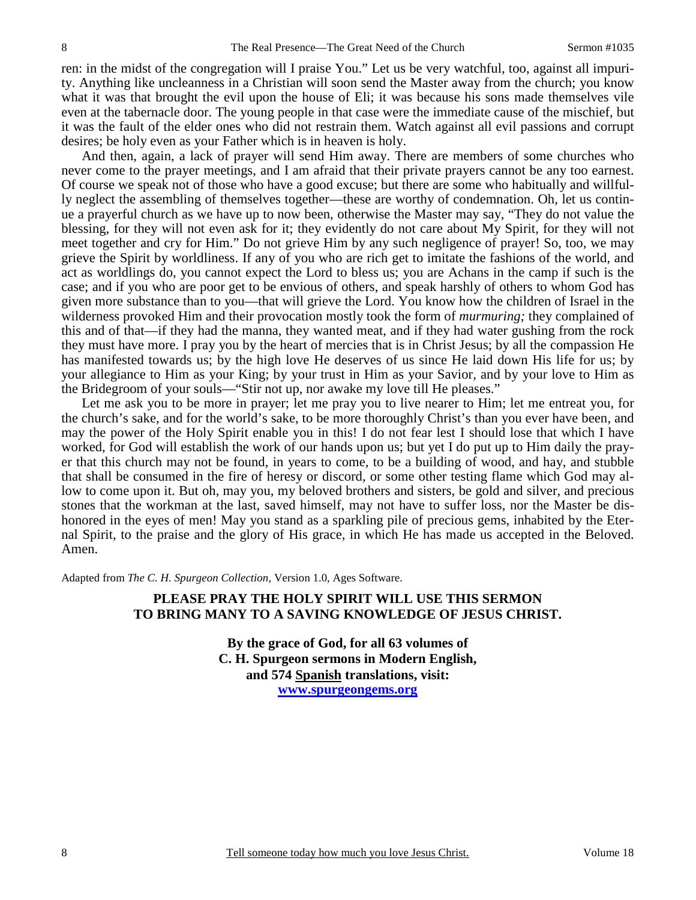ren: in the midst of the congregation will I praise You." Let us be very watchful, too, against all impurity. Anything like uncleanness in a Christian will soon send the Master away from the church; you know what it was that brought the evil upon the house of Eli; it was because his sons made themselves vile even at the tabernacle door. The young people in that case were the immediate cause of the mischief, but it was the fault of the elder ones who did not restrain them. Watch against all evil passions and corrupt desires; be holy even as your Father which is in heaven is holy.

And then, again, a lack of prayer will send Him away. There are members of some churches who never come to the prayer meetings, and I am afraid that their private prayers cannot be any too earnest. Of course we speak not of those who have a good excuse; but there are some who habitually and willfully neglect the assembling of themselves together—these are worthy of condemnation. Oh, let us continue a prayerful church as we have up to now been, otherwise the Master may say, "They do not value the blessing, for they will not even ask for it; they evidently do not care about My Spirit, for they will not meet together and cry for Him." Do not grieve Him by any such negligence of prayer! So, too, we may grieve the Spirit by worldliness. If any of you who are rich get to imitate the fashions of the world, and act as worldlings do, you cannot expect the Lord to bless us; you are Achans in the camp if such is the case; and if you who are poor get to be envious of others, and speak harshly of others to whom God has given more substance than to you—that will grieve the Lord. You know how the children of Israel in the wilderness provoked Him and their provocation mostly took the form of *murmuring;* they complained of this and of that—if they had the manna, they wanted meat, and if they had water gushing from the rock they must have more. I pray you by the heart of mercies that is in Christ Jesus; by all the compassion He has manifested towards us; by the high love He deserves of us since He laid down His life for us; by your allegiance to Him as your King; by your trust in Him as your Savior, and by your love to Him as the Bridegroom of your souls—"Stir not up, nor awake my love till He pleases."

Let me ask you to be more in prayer; let me pray you to live nearer to Him; let me entreat you, for the church's sake, and for the world's sake, to be more thoroughly Christ's than you ever have been, and may the power of the Holy Spirit enable you in this! I do not fear lest I should lose that which I have worked, for God will establish the work of our hands upon us; but yet I do put up to Him daily the prayer that this church may not be found, in years to come, to be a building of wood, and hay, and stubble that shall be consumed in the fire of heresy or discord, or some other testing flame which God may allow to come upon it. But oh, may you, my beloved brothers and sisters, be gold and silver, and precious stones that the workman at the last, saved himself, may not have to suffer loss, nor the Master be dishonored in the eyes of men! May you stand as a sparkling pile of precious gems, inhabited by the Eternal Spirit, to the praise and the glory of His grace, in which He has made us accepted in the Beloved. Amen.

Adapted from *The C. H. Spurgeon Collection*, Version 1.0, Ages Software.

**PLEASE PRAY THE HOLY SPIRIT WILL USE THIS SERMON TO BRING MANY TO A SAVING KNOWLEDGE OF JESUS CHRIST.**

**By the grace of God, for all 63 volumes of C. H. Spurgeon sermons in Modern English, and 574 Spanish translations, visit: www.spurgeongems.org**

Tell someone today how much you love Jesus Christ.